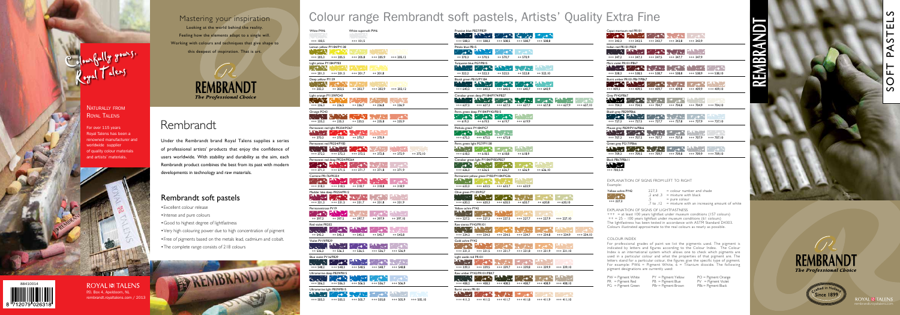Colourfully yours, Royal Talens

NATURALLY FROM ROYAL TALENS

For over 115 years Royal Talens has been a renowned manufacturer and worldwide supplier of quality colour materials and artists' materials.

88410014

ROYAL TALENS
P.O. Box 4, Apeldoorn, NL
rembrandt.royaltalens.com / 2013

## Mastering your inspiration

Looking at the world behind the reality.
Feeling how the elements adapt to a single will.
Working with colours and techniques that give shape to this deepest of inspiration. That is art.

REMBRANDT
The Professional Choice

# Rembrandt

Under the Rembrandt brand Royal Talens supplies a series of professional artists' products that enjoy the confidence of users worldwide. With stability and durability as the aim, each Rembrandt product combines the best from its past with modern developments in technology and raw materials.

## Rembrandt soft pastels

- Excellent colour release
- Intense and pure colours
- Good to highest degree of lightfastness
- Very high colouring power due to high concentration of pigment
- Free of pigments based on the metals lead, cadmium and cobalt.
- The complete range consists of 218 colours

# Colour range Rembrandt soft pastels, Artists' Quality Extra Fine

**White PW6**: +++ 100,5
**White supersoft PW6**: +++ 101,5
**Lemon yellow PY184/PY138**: +++ 205,3 · +++ 205,5 · +++ 205,8 · +++ 205,9 · +++ 205,12
**Light yellow PY184/PY83**: +++ 201,3 · +++ 201,5 · +++ 201,7 · +++ 201,8
**Deep yellow PY139**: ++ 202,3 · +++ 202,5 · ++ 202,7 · +++ 202,9 · +++ 202,12
**Light orange PY139/PO43**: +++ 236,3 · ++ 236,5 · ++ 236,7 · +++ 236,8 · ++ 236,9
**Orange PO43**: +++ 235,3 · ++ 235,5 · +++ 235,5 · +++ 235,8 · ++ 235,9
**Permanent red light PR254/PO67**: +++ 370,3 · +++ 370,5 · ++ 370,7 · +++ 370,9
**Permanent red PR254/PY83**: +++ 372,3 · +++ 372,5 · +++ 372,5 · +++ 372,8 · ++ 372,9 · ++ 372,10
**Permanent red deep PR254/PR264**: +++ 371,3 · +++ 371,5 · +++ 371,7 · +++ 371,8 · +++ 371,9
**Carmine PR176/PR254**: +++ 318,3 · +++ 318,5 · ++ 318,7 · +++ 318,8 · +++ 318,9
**Madder lake deep PR254/PR122**: +++ 331,3 · +++ 331,5 · +++ 331,7 · +++ 331,8 · +++ 331,9
**Permanentrose PV19**: ++ 397,3 · ++ 397,5 · +++ 397,7 · +++ 397,9 · +++ 397,10
**Red violet PR202**: +++ 545,3 · ++ 545,5 · ++ 545,5 · +++ 545,7 · +++ 545,8
**Violet PV19/PB29**: ++ 536,3 · +++ 536,3 · +++ 536,5 · +++ 536,7 · +++ 536,9
**Blue violet PV16/PB29**: +++ 548,3 · +++ 548,5 · +++ 548,5 · +++ 548,7 · +++ 548,8
**Ultramarine deep PB29/PB15**: +++ 506,3 · +++ 506,5 · +++ 506,5 · +++ 506,7 · +++ 506,9
**Ultramarine light PB29/PB15**: +++ 505,3 · +++ 505,5 · +++ 505,7 · +++ 505,8 · +++ 505,9 · +++ 505,10

**Prussian blue PB27/PB29**: +++ 508,2 · +++ 508,3 · +++ 508,3 · +++ 508,5 · +++ 508,7 · +++ 508,8
**Phtalo blue PB15**: ++ 570,3 · +++ 570,5 · ++ 570,7 · +++ 570,9
**Turquoise blue PG7/PB15**: +++ 522,3 · +++ 522,3 · ++ 522,5 · +++ 522,8 · ++ 522,10
**Bluish green PB15/PY184**: +++ 640,3 · +++ 640,3 · +++ 640,5 · +++ 640,7 · +++ 640,9
**Cinnabar green deep PY184/PY74/PB27**: +++ 627,3 · +++ 627,3 · +++ 627,5 · +++ 627,7 · +++ 627,8 · +++ 627,9 · +++ 627,10
**Perm. green deep PY184/PY42/PB15**: ++ 619,3 · +++ 619,5 · ++ 619,7 · +++ 619,9
**Phthalo green PY184/PG7**: +++ 675,3 · +++ 675,5 · +++ 675,8
**Perm. green light PG7/PY138**: +++ 618,3 · ++ 618,5 · ++ 618,8 · ++ 618,9
**Cinnabar green light PY184/PY83/PB27**: +++ 626,3 · +++ 626,5 · ++ 626,7 · ++ 626,9 · ++ 626,10
**Permanent yellow green PY83/PY184/PG36**: +++ 633,3 · +++ 633,5 · +++ 633,7 · ++ 633,9
**Olive green PY139/PG7**: +++ 620,2 · +++ 620,3 · +++ 620,5 · ++ 620,7 · ++ 620,8 · +++ 620,10
**Yellow ochre PY42**: +++ 227,3 · +++ 227,3 · +++ 227,5 · +++ 227,7 · +++ 227,9 · +++ 227,10
**Raw sienna PY42/PR101**: +++ 234,3 · +++ 234,3 · +++ 234,5 · +++ 234,7 · +++ 234,8 · +++ 234,9 · +++ 234,10
**Gold ochre PY42**: +++ 231,3 · +++ 231,5 · +++ 231,7 · +++ 231,8 · +++ 231,9 · +++ 231,10
**Light oxide red PR101**: +++ 339,3 · +++ 339,5 · +++ 339,7 · +++ 339,8 · +++ 339,9 · +++ 339,10
**Raw umber PY42/PR101/PBk7**: +++ 408,2 · +++ 408,3 · +++ 408,5 · +++ 408,7 · +++ 408,9 · +++ 408,10
**Burnt sienna PR101**: +++ 411,3 · +++ 411,5 · +++ 411,7 · +++ 411,8 · +++ 411,9 · +++ 411,10

**Caput mortuum red PR101**: +++ 343,3 · +++ 343,5 · +++ 343,7 · +++ 343,8 · +++ 343,9
**Indian red PR101/PB29**: +++ 347,3 · +++ 347,3 · +++ 347,5 · +++ 347,7 · +++ 347,9
**Mars violet PR101/PBk7**: +++ 538,3 · +++ 538,5 · +++ 538,7 · +++ 538,8 · +++ 538,9 · +++ 538,10
**Burnt umber PR101/PBr7/PBk7**: +++ 409,3 · +++ 409,5 · +++ 409,7 · +++ 409,8 · +++ 409,9 · +++ 409,10
**Grey PY42/PBk7**: +++ 704,3 · +++ 704,5 · +++ 704,7 · +++ 704,8 · +++ 704,9 · +++ 704,10
**Bluish grey PB29/PBk6**: +++ 727,3 · +++ 727,5 · +++ 727,7 · +++ 727,8 · +++ 727,9 · +++ 727,10
**Mouse grey PB29/PV16/PBk6**: +++ 707,3 · +++ 707,5 · +++ 707,7 · +++ 707,8 · +++ 707,9 · +++ 707,10
**Green grey PG17/PBk6**: +++ 709,3 · +++ 709,5 · +++ 709,7 · +++ 709,8 · +++ 709,9 · +++ 709,10
**Black PBk7/PBk11**: +++ 700,5 A

EXPLANATION OF SIGNS FROM LEFT TO RIGHT

Example:

Yellow ochre PY42
+++ 227,3

| | |
|---|---|
| 227,3 | = colour number and shade |
| ,2 and ,3 | = mixture with black |
| ,5 | = pure colour |
| ,7 to ,12 | = mixture with an increasing amount of white |

EXPLANATION OF SIGNS OF LIGHTFASTNESS

+++ = at least 100 years lightfast under museum conditions (157 colours)
++ = 25 – 100 years lightfast under museum conditions (61 colours)
The lightfastness has been tested in accordance with ASTM Standard D4303.
Colours illustrated approximate to the real colours as nearly as possible.

COLOUR INDEX

For professional grades of paint we list the pigments used. The pigment is indicated by letters and figures according to the Colour Index. The Colour Index is an international system which allows one to check which pigments are used in a particular colour and what the properties of that pigment are. The letters stand for a particular colour, the figures give the specific type of pigment. For example: PW6 = Pigment White, 6 = Titanium dioxide. The following pigment designations are currently used:

| | | |
|---|---|---|
| PW = Pigment White | PY = Pigment Yellow | PO = Pigment Orange |
| PR = Pigment Red | PB = Pigment Blue | PV = Pigment Violet |
| PG = Pigment Green | PBr = Pigment Brown | PBk = Pigment Black |

REMBRANDT — SOFT PASTELS

REMBRANDT
The Professional Choice

Crafted in Holland Since 1899

ROYAL TALENS
rembrandt.royaltalens.com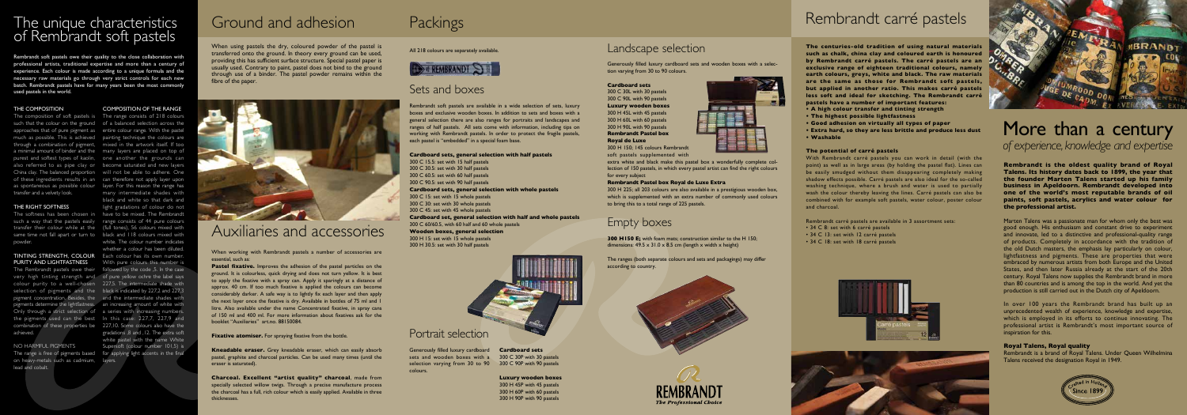# The unique characteristics of Rembrandt soft pastels

**Rembrandt soft pastels owe their quality to the close collaboration with professional artists, traditional expertise and more than a century of experience. Each colour is made according to a unique formula and the necessary raw materials go through very strict controls for each new batch. Rembrandt pastels have for many years been the most commonly used pastels in the world.**

### THE COMPOSITION

The composition of soft pastels is such that the colour on the ground approaches that of pure pigment as much as possible. This is achieved through a combination of pigment, a minimal amount of binder and the purest and softest types of kaolin, also referred to as pipe clay or China clay. The balanced proportion of these ingredients results in an as spontaneous as possible colour transfer and a velvety look.

### THE RIGHT SOFTNESS

The softness has been chosen in such a way that the pastels easily transfer their colour while at the same time not fall apart or turn to powder.

### TINTING STRENGTH, COLOUR PURITY AND LIGHTFASTNESS

The Rembrandt pastels owe their very high tinting strength and colour purity to a well-chosen selection of pigments and the pigment concentration. Besides, the pigments determine the lightfastness. Only through a strict selection of the pigments used can the best combination of these properties be achieved.

### NO HARMFUL PIGMENTS

The range is free of pigments based on heavy-metals such as cadmium, lead and cobalt.

### COMPOSITION OF THE RANGE

The range consists of 218 colours of a balanced selection across the entire colour range. With the pastel painting technique the colours are mixed in the artwork itself. If too many layers are placed on top of one another the grounds can become saturated and new layers will not be able to adhere. One can therefore not apply layer upon layer. For this reason the range has many intermediate shades with black and white so that dark and light gradations of colour do not have to be mixed. The Rembrandt range consists of 44 pure colours (full tones), 56 colours mixed with black and 118 colours mixed with white. The colour number indicates whether a colour has been diluted. Each colour has its own number. With pure colours this number is followed by the code ,5. In the case of pure yellow ochre the label says 227,5. The intermediate shade with black is indicated by 227,2 and 227,3 and the intermediate shades with an increasing amount of white with a series with increasing numbers. In this case: 227,7, 227,9 and 227,10. Some colours also have the gradations ,8 and ,12. The extra soft white pastel with the name White Supersoft (colour number 101,5) is for applying light accents in the final layers.

# Ground and adhesion

When using pastels the dry, coloured powder of the pastel is transferred onto the ground. In theory every ground can be used, providing this has sufficient surface structure. Special pastel paper is usually used. Contrary to paint, pastel does not bind to the ground through use of a binder. The pastel powder remains within the fibre of the paper.

# Auxiliaries and accessories

When working with Rembrandt pastels a number of accessories are essential, such as:

**Pastel fixative.** Improves the adhesion of the pastel particles on the ground. It is colourless, quick drying and does not turn yellow. It is best to apply the fixative with a spray can. Apply it sparingly at a distance of approx. 40 cm. If too much fixative is applied the colours can become considerably darker. A safe way is to lightly fix each layer and then apply the next layer once the fixative is dry. Available in bottles of 75 ml and 1 litre. Also available under the name Concentrated fixative, in spray cans of 150 ml and 400 ml. For more information about fixatives ask for the booklet "Auxiliaries" art.no. 88150084.

**Fixative atomiser.** For spraying fixative from the bottle.

**Kneadable eraser.** Grey kneadable eraser, which can easily absorb pastel, graphite and charcoal particles. Can be used many times (until the eraser is saturated).

**Charcoal. Excellent "artist quality" charcoal**, made from specially selected willow twigs. Through a precise manufacture process the charcoal has a full, rich colour which is easily applied. Available in three thicknesses.

# Packings

All 218 colours are separately available.

## Sets and boxes

Rembrandt soft pastels are available in a wide selection of sets, luxury boxes and exclusive wooden boxes. In addition to sets and boxes with a general selection there are also ranges for portraits and landscapes and ranges of half pastels. All sets come with information, including tips on working with Rembrandt pastels. In order to protect the fragile pastels, each pastel is "embedded" in a special foam base.

**Cardboard sets, general selection with half pastels**
300 C 15,5: set with 15 half pastels
300 C 30,5: set with 30 half pastels
300 C 60,5: set with 60 half pastels
300 C 90,5: set with 90 half pastels

**Cardboard sets, general selection with whole pastels**
300 C 15: set with 15 whole pastels
300 C 30: set with 30 whole pastels
300 C 45: set with 45 whole pastels

**Cardboard set, general selection with half and whole pastels**
300 C 60/60,5: with 60 half and 60 whole pastels

**Wooden boxes, general selection**
300 H 15: set with 15 whole pastels
300 H 30,5: set with 30 half pastels

## Portrait selection

Generously filled luxury cardboard sets and wooden boxes with a selection varying from 30 to 90 colours.

**Cardboard sets**
300 C 30P with 30 pastels
300 C 90P with 90 pastels

**Luxury wooden boxes**
300 H 45P with 45 pastels
300 H 60P with 60 pastels
300 H 90P with 90 pastels

## Landscape selection

Generously filled luxury cardboard sets and wooden boxes with a selection varying from 30 to 90 colours.

**Cardboard sets**
300 C 30L with 30 pastels
300 C 90L with 90 pastels

**Luxury wooden boxes**
300 H 45L with 45 pastels
300 H 60L with 60 pastels
300 H 90L with 90 pastels

**Rembrandt Pastel box Royal de Luxe**
300 H 150: 145 colours Rembrandt soft pastels supplemented with extra white and black make this pastel box a wonderfully complete collection of 150 pastels, in which every pastel artist can find the right colours for every subject.

**Rembrandt Pastel box Royal de Luxe Extra**
300 H 225: all 203 colours are also available in a prestigious wooden box, which is supplemented with an extra number of commonly used colours to bring this to a total range of 225 pastels.

## Empty boxes

**300 H150 E;** with foam mats; construction similar to the H 150; dimensions: 49.5 x 31.0 x 8.5 cm (length x width x height)

The ranges (both separate colours and sets and packagings) may differ according to country.

REMBRANDT
The Professional Choice

# Rembrandt carré pastels

**The centuries-old tradition of using natural materials such as chalk, china clay and coloured earth is honoured by Rembrandt carré pastels. The carré pastels are an exclusive range of eighteen traditional colours, namely earth colours, greys, white and black. The raw materials are the same as those for Rembrandt soft pastels, but applied in another ratio. This makes carré pastels less soft and ideal for sketching. The Rembrandt carré pastels have a number of important features:**
- **A high colour transfer and tinting strength**
- **The highest possible lightfastness**
- **Good adhesion on virtually all types of paper**
- **Extra hard, so they are less brittle and produce less dust**
- **Washable**

**The potential of carré pastels**

With Rembrandt carré pastels you can work in detail (with the point) as well as in large areas (by holding the pastel flat). Lines can be easily smudged without them disappearing completely making shadow effects possible. Carré pastels are also ideal for the so-called washing technique, where a brush and water is used to partially wash the colour thereby leaving the lines. Carré pastels can also be combined with for example soft pastels, water colour, poster colour and charcoal.

Rembrandt carré pastels are available in 3 assortment sets:
- 34 C 8: set with 6 carré pastels
- 34 C 13: set with 12 carré pastels
- 34 C 18: set with 18 carré pastels

# More than a century
*of experience, knowledge and expertise*

**Rembrandt is the oldest quality brand of Royal Talens. Its history dates back to 1899, the year that the founder Marten Talens started up his family business in Apeldoorn. Rembrandt developed into one of the world's most reputable brands of oil paints, soft pastels, acrylics and water colour for the professional artist.**

Marten Talens was a passionate man for whom only the best was good enough. His enthusiasm and constant drive to experiment and innovate, led to a distinctive and professional-quality range of products. Completely in accordance with the tradition of the old Dutch masters, the emphasis lay particularly on colour, lightfastness and pigments. These are properties that were embraced by numerous artists from both Europe and the United States, and then later Russia already at the start of the 20th century. Royal Talens now supplies the Rembrandt brand in more than 80 countries and is among the top in the world. And yet the production is still carried out in the Dutch city of Apeldoorn.

In over 100 years the Rembrandt brand has built up an unprecedented wealth of experience, knowledge and expertise, which is employed in its efforts to continue innovating. The professional artist is Rembrandt's most important source of inspiration for this.

**Royal Talens, Royal quality**

Rembrandt is a brand of Royal Talens. Under Queen Wilhelmina Talens received the designation Royal in 1949.

Crafted in Holland Since 1899